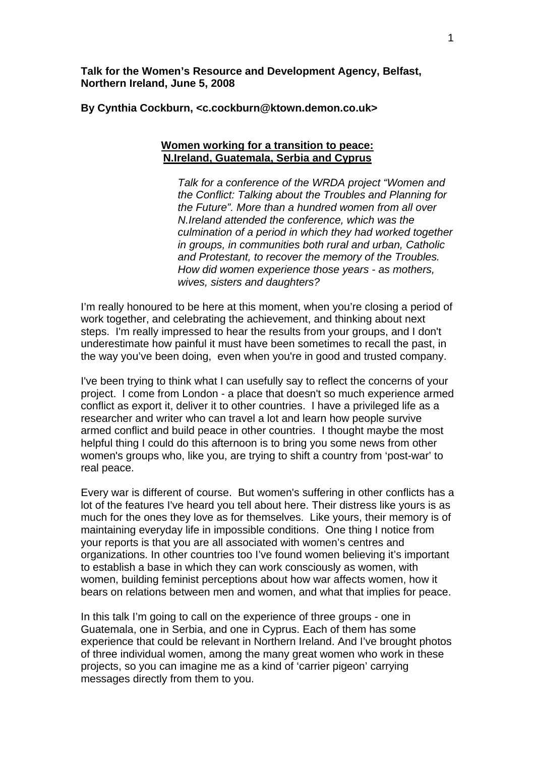**Talk for the Women's Resource and Development Agency, Belfast, Northern Ireland, June 5, 2008**

**By Cynthia Cockburn, <c.cockburn@ktown.demon.co.uk>**

## Women working for a transition to peace: N.Ireland, Guatemala, Serbia and Cyprus

*Talk for a conference of the WRDA project "Women and the Conflict: Talking about the Troubles and Planning for the Future". More than a hundred women from all over N.Ireland attended the conference, which was the culmination of a period in which they had worked together in groups, in communities both rural and urban, Catholic and Protestant, to recover the memory of the Troubles. How did women experience those years - as mothers, wives, sisters and daughters?*

I'm really honoured to be here at this moment, when you're closing a period of work together, and celebrating the achievement, and thinking about next steps. I'm really impressed to hear the results from your groups, and I don't underestimate how painful it must have been sometimes to recall the past, in the way you've been doing, even when you're in good and trusted company.

I've been trying to think what I can usefully say to reflect the concerns of your project. I come from London - a place that doesn't so much experience armed conflict as export it, deliver it to other countries. I have a privileged life as a researcher and writer who can travel a lot and learn how people survive armed conflict and build peace in other countries. I thought maybe the most helpful thing I could do this afternoon is to bring you some news from other women's groups who, like you, are trying to shift a country from 'post-war' to real peace.

Every war is different of course. But women's suffering in other conflicts has a lot of the features I've heard you tell about here. Their distress like yours is as much for the ones they love as for themselves. Like yours, their memory is of maintaining everyday life in impossible conditions. One thing I notice from your reports is that you are all associated with women's centres and organizations. In other countries too I've found women believing it's important to establish a base in which they can work consciously as women, with women, building feminist perceptions about how war affects women, how it bears on relations between men and women, and what that implies for peace.

In this talk I'm going to call on the experience of three groups - one in Guatemala, one in Serbia, and one in Cyprus. Each of them has some experience that could be relevant in Northern Ireland. And I've brought photos of three individual women, among the many great women who work in these projects, so you can imagine me as a kind of 'carrier pigeon' carrying messages directly from them to you.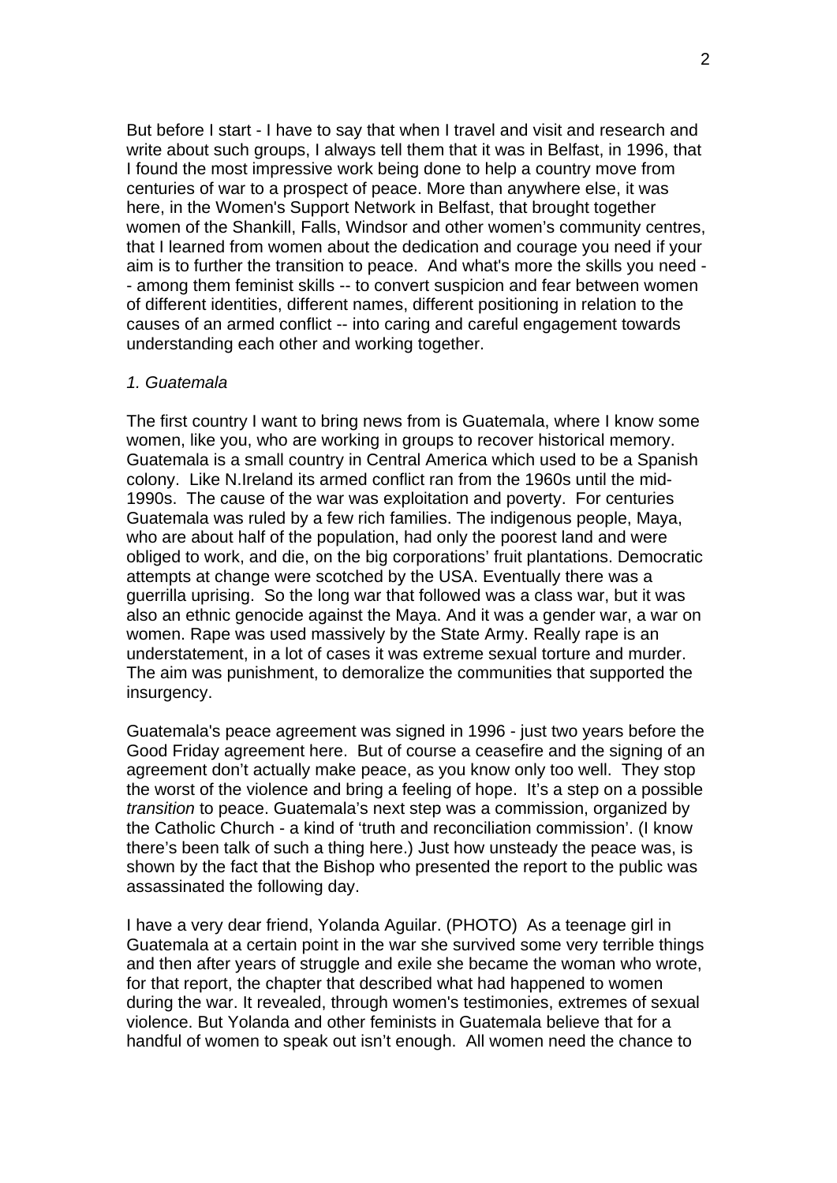But before I start - I have to say that when I travel and visit and research and write about such groups, I always tell them that it was in Belfast, in 1996, that I found the most impressive work being done to help a country move from centuries of war to a prospect of peace. More than anywhere else, it was here, in the Women's Support Network in Belfast, that brought together women of the Shankill, Falls, Windsor and other women's community centres, that I learned from women about the dedication and courage you need if your aim is to further the transition to peace. And what's more the skills you need -- among them feminist skills -- to convert suspicion and fear between women of different identities, different names, different positioning in relation to the causes of an armed conflict -- into caring and careful engagement towards understanding each other and working together.

*1. Guatemala*

The first country I want to bring news from is Guatemala, where I know some women, like you, who are working in groups to recover historical memory. Guatemala is a small country in Central America which used to be a Spanish colony. Like N.Ireland its armed conflict ran from the 1960s until the mid-1990s. The cause of the war was exploitation and poverty. For centuries Guatemala was ruled by a few rich families. The indigenous people, Maya, who are about half of the population, had only the poorest land and were obliged to work, and die, on the big corporations' fruit plantations. Democratic attempts at change were scotched by the USA. Eventually there was a guerrilla uprising. So the long war that followed was a class war, but it was also an ethnic genocide against the Maya. And it was a gender war, a war on women. Rape was used massively by the State Army. Really rape is an understatement, in a lot of cases it was extreme sexual torture and murder. The aim was punishment, to demoralize the communities that supported the insurgency.

Guatemala's peace agreement was signed in 1996 - just two years before the Good Friday agreement here. But of course a ceasefire and the signing of an agreement don't actually make peace, as you know only too well. They stop the worst of the violence and bring a feeling of hope. It's a step on a possible *transition* to peace. Guatemala's next step was a commission, organized by the Catholic Church - a kind of 'truth and reconciliation commission'. (I know there's been talk of such a thing here.) Just how unsteady the peace was, is shown by the fact that the Bishop who presented the report to the public was assassinated the following day.

I have a very dear friend, Yolanda Aguilar. (PHOTO) As a teenage girl in Guatemala at a certain point in the war she survived some very terrible things and then after years of struggle and exile she became the woman who wrote, for that report, the chapter that described what had happened to women during the war. It revealed, through women's testimonies, extremes of sexual violence. But Yolanda and other feminists in Guatemala believe that for a handful of women to speak out isn't enough. All women need the chance to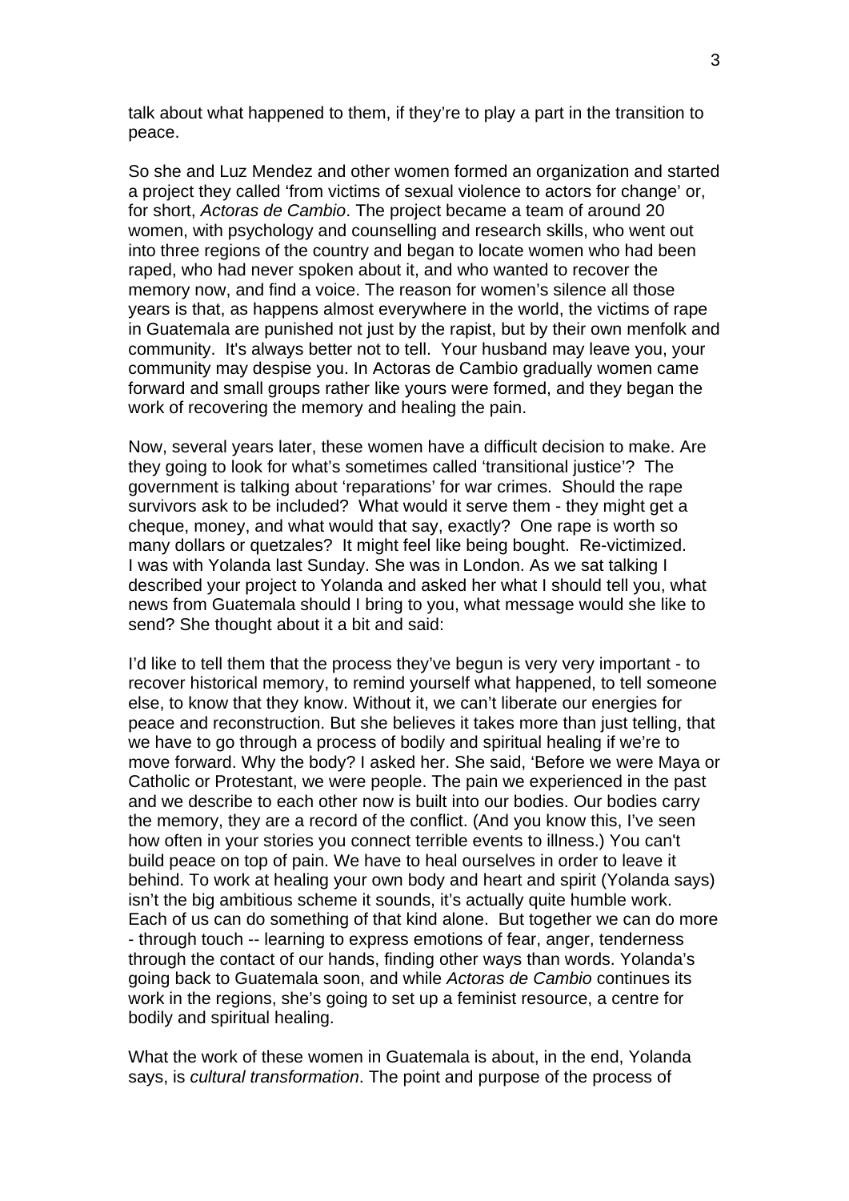talk about what happened to them, if they're to play a part in the transition to peace.

So she and Luz Mendez and other women formed an organization and started a project they called 'from victims of sexual violence to actors for change' or, for short, *Actoras de Cambio*. The project became a team of around 20 women, with psychology and counselling and research skills, who went out into three regions of the country and began to locate women who had been raped, who had never spoken about it, and who wanted to recover the memory now, and find a voice. The reason for women's silence all those years is that, as happens almost everywhere in the world, the victims of rape in Guatemala are punished not just by the rapist, but by their own menfolk and community. It's always better not to tell. Your husband may leave you, your community may despise you. In Actoras de Cambio gradually women came forward and small groups rather like yours were formed, and they began the work of recovering the memory and healing the pain.

Now, several years later, these women have a difficult decision to make. Are they going to look for what's sometimes called 'transitional justice'? The government is talking about 'reparations' for war crimes. Should the rape survivors ask to be included? What would it serve them - they might get a cheque, money, and what would that say, exactly? One rape is worth so many dollars or quetzales? It might feel like being bought. Re-victimized. I was with Yolanda last Sunday. She was in London. As we sat talking I described your project to Yolanda and asked her what I should tell you, what news from Guatemala should I bring to you, what message would she like to send? She thought about it a bit and said:

I'd like to tell them that the process they've begun is very very important - to recover historical memory, to remind yourself what happened, to tell someone else, to know that they know. Without it, we can't liberate our energies for peace and reconstruction. But she believes it takes more than just telling, that we have to go through a process of bodily and spiritual healing if we're to move forward. Why the body? I asked her. She said, 'Before we were Maya or Catholic or Protestant, we were people. The pain we experienced in the past and we describe to each other now is built into our bodies. Our bodies carry the memory, they are a record of the conflict. (And you know this, I've seen how often in your stories you connect terrible events to illness.) You can't build peace on top of pain. We have to heal ourselves in order to leave it behind. To work at healing your own body and heart and spirit (Yolanda says) isn't the big ambitious scheme it sounds, it's actually quite humble work. Each of us can do something of that kind alone. But together we can do more - through touch -- learning to express emotions of fear, anger, tenderness through the contact of our hands, finding other ways than words. Yolanda's going back to Guatemala soon, and while *Actoras de Cambio* continues its work in the regions, she's going to set up a feminist resource, a centre for bodily and spiritual healing.

What the work of these women in Guatemala is about, in the end, Yolanda says, is *cultural transformation*. The point and purpose of the process of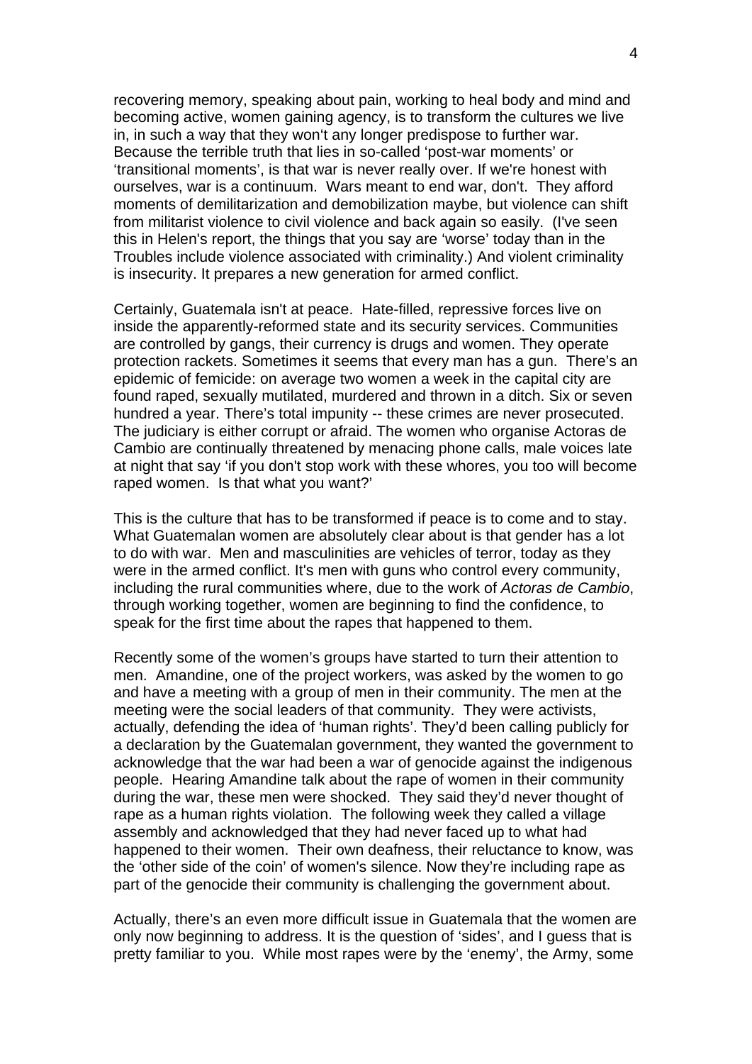recovering memory, speaking about pain, working to heal body and mind and becoming active, women gaining agency, is to transform the cultures we live in, in such a way that they won't any longer predispose to further war. Because the terrible truth that lies in so-called 'post-war moments' or 'transitional moments', is that war is never really over. If we're honest with ourselves, war is a continuum. Wars meant to end war, don't. They afford moments of demilitarization and demobilization maybe, but violence can shift from militarist violence to civil violence and back again so easily. (I've seen this in Helen's report, the things that you say are 'worse' today than in the Troubles include violence associated with criminality.) And violent criminality is insecurity. It prepares a new generation for armed conflict.

Certainly, Guatemala isn't at peace. Hate-filled, repressive forces live on inside the apparently-reformed state and its security services. Communities are controlled by gangs, their currency is drugs and women. They operate protection rackets. Sometimes it seems that every man has a gun. There's an epidemic of femicide: on average two women a week in the capital city are found raped, sexually mutilated, murdered and thrown in a ditch. Six or seven hundred a year. There's total impunity -- these crimes are never prosecuted. The judiciary is either corrupt or afraid. The women who organise Actoras de Cambio are continually threatened by menacing phone calls, male voices late at night that say 'if you don't stop work with these whores, you too will become raped women. Is that what you want?'

This is the culture that has to be transformed if peace is to come and to stay. What Guatemalan women are absolutely clear about is that gender has a lot to do with war. Men and masculinities are vehicles of terror, today as they were in the armed conflict. It's men with guns who control every community, including the rural communities where, due to the work of *Actoras de Cambio*, through working together, women are beginning to find the confidence, to speak for the first time about the rapes that happened to them.

Recently some of the women's groups have started to turn their attention to men. Amandine, one of the project workers, was asked by the women to go and have a meeting with a group of men in their community. The men at the meeting were the social leaders of that community. They were activists, actually, defending the idea of 'human rights'. They'd been calling publicly for a declaration by the Guatemalan government, they wanted the government to acknowledge that the war had been a war of genocide against the indigenous people. Hearing Amandine talk about the rape of women in their community during the war, these men were shocked. They said they'd never thought of rape as a human rights violation. The following week they called a village assembly and acknowledged that they had never faced up to what had happened to their women. Their own deafness, their reluctance to know, was the 'other side of the coin' of women's silence. Now they're including rape as part of the genocide their community is challenging the government about.

Actually, there's an even more difficult issue in Guatemala that the women are only now beginning to address. It is the question of 'sides', and I guess that is pretty familiar to you. While most rapes were by the 'enemy', the Army, some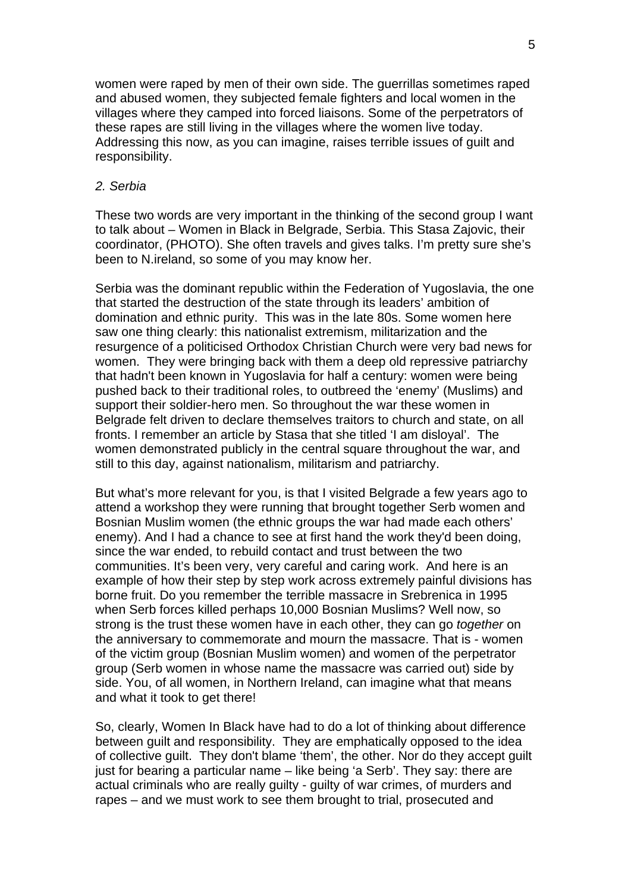women were raped by men of their own side. The guerrillas sometimes raped and abused women, they subjected female fighters and local women in the villages where they camped into forced liaisons. Some of the perpetrators of these rapes are still living in the villages where the women live today. Addressing this now, as you can imagine, raises terrible issues of guilt and responsibility.

*2. Serbia*

These two words are very important in the thinking of the second group I want to talk about – Women in Black in Belgrade, Serbia. This Stasa Zajovic, their coordinator, (PHOTO). She often travels and gives talks. I'm pretty sure she's been to N.ireland, so some of you may know her.

Serbia was the dominant republic within the Federation of Yugoslavia, the one that started the destruction of the state through its leaders' ambition of domination and ethnic purity. This was in the late 80s. Some women here saw one thing clearly: this nationalist extremism, militarization and the resurgence of a politicised Orthodox Christian Church were very bad news for women. They were bringing back with them a deep old repressive patriarchy that hadn't been known in Yugoslavia for half a century: women were being pushed back to their traditional roles, to outbreed the 'enemy' (Muslims) and support their soldier-hero men. So throughout the war these women in Belgrade felt driven to declare themselves traitors to church and state, on all fronts. I remember an article by Stasa that she titled 'I am disloyal'. The women demonstrated publicly in the central square throughout the war, and still to this day, against nationalism, militarism and patriarchy.

But what's more relevant for you, is that I visited Belgrade a few years ago to attend a workshop they were running that brought together Serb women and Bosnian Muslim women (the ethnic groups the war had made each others' enemy). And I had a chance to see at first hand the work they'd been doing, since the war ended, to rebuild contact and trust between the two communities. It's been very, very careful and caring work. And here is an example of how their step by step work across extremely painful divisions has borne fruit. Do you remember the terrible massacre in Srebrenica in 1995 when Serb forces killed perhaps 10,000 Bosnian Muslims? Well now, so strong is the trust these women have in each other, they can go *together* on the anniversary to commemorate and mourn the massacre. That is - women of the victim group (Bosnian Muslim women) and women of the perpetrator group (Serb women in whose name the massacre was carried out) side by side. You, of all women, in Northern Ireland, can imagine what that means and what it took to get there!

So, clearly, Women In Black have had to do a lot of thinking about difference between guilt and responsibility. They are emphatically opposed to the idea of collective guilt. They don't blame 'them', the other. Nor do they accept guilt just for bearing a particular name – like being 'a Serb'. They say: there are actual criminals who are really guilty - guilty of war crimes, of murders and rapes – and we must work to see them brought to trial, prosecuted and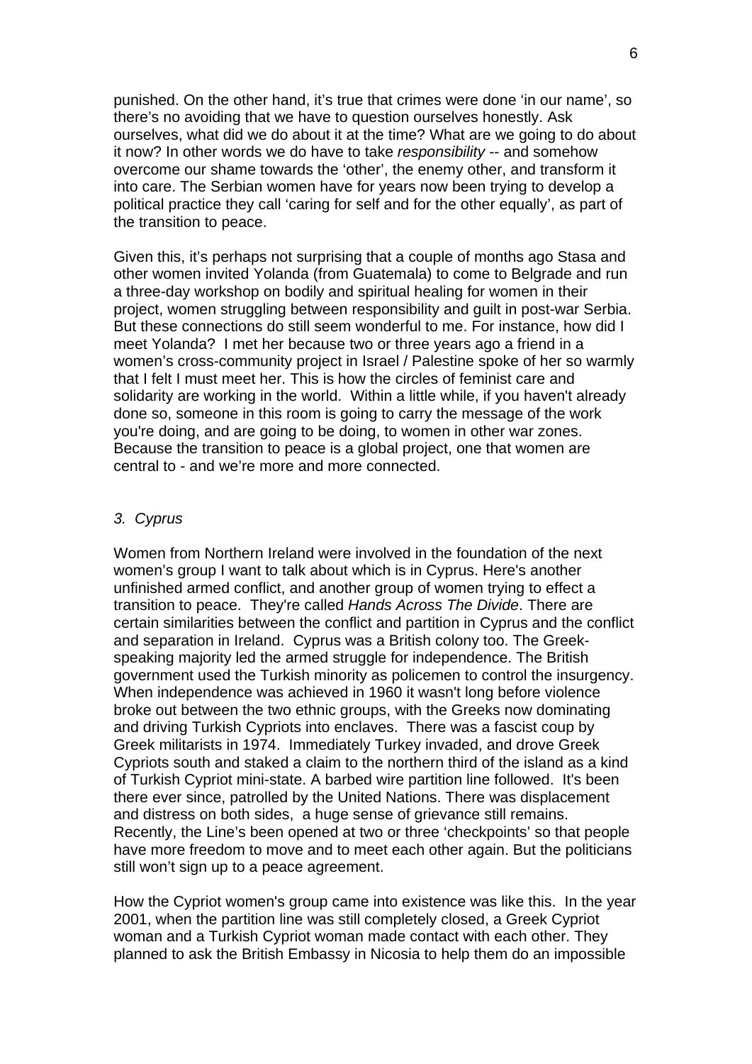punished. On the other hand, it's true that crimes were done 'in our name', so there's no avoiding that we have to question ourselves honestly. Ask ourselves, what did we do about it at the time? What are we going to do about it now? In other words we do have to take *responsibility* -- and somehow overcome our shame towards the 'other', the enemy other, and transform it into care. The Serbian women have for years now been trying to develop a political practice they call 'caring for self and for the other equally', as part of the transition to peace.

Given this, it's perhaps not surprising that a couple of months ago Stasa and other women invited Yolanda (from Guatemala) to come to Belgrade and run a three-day workshop on bodily and spiritual healing for women in their project, women struggling between responsibility and guilt in post-war Serbia. But these connections do still seem wonderful to me. For instance, how did I meet Yolanda? I met her because two or three years ago a friend in a women's cross-community project in Israel / Palestine spoke of her so warmly that I felt I must meet her. This is how the circles of feminist care and solidarity are working in the world. Within a little while, if you haven't already done so, someone in this room is going to carry the message of the work you're doing, and are going to be doing, to women in other war zones. Because the transition to peace is a global project, one that women are central to - and we're more and more connected.

### *3. Cyprus*

Women from Northern Ireland were involved in the foundation of the next women's group I want to talk about which is in Cyprus. Here's another unfinished armed conflict, and another group of women trying to effect a transition to peace. They're called *Hands Across The Divide*. There are certain similarities between the conflict and partition in Cyprus and the conflict and separation in Ireland. Cyprus was a British colony too. The Greek-speaking majority led the armed struggle for independence. The British government used the Turkish minority as policemen to control the insurgency. When independence was achieved in 1960 it wasn't long before violence broke out between the two ethnic groups, with the Greeks now dominating and driving Turkish Cypriots into enclaves. There was a fascist coup by Greek militarists in 1974. Immediately Turkey invaded, and drove Greek Cypriots south and staked a claim to the northern third of the island as a kind of Turkish Cypriot mini-state. A barbed wire partition line followed. It's been there ever since, patrolled by the United Nations. There was displacement and distress on both sides, a huge sense of grievance still remains. Recently, the Line's been opened at two or three 'checkpoints' so that people have more freedom to move and to meet each other again. But the politicians still won't sign up to a peace agreement.

How the Cypriot women's group came into existence was like this. In the year 2001, when the partition line was still completely closed, a Greek Cypriot woman and a Turkish Cypriot woman made contact with each other. They planned to ask the British Embassy in Nicosia to help them do an impossible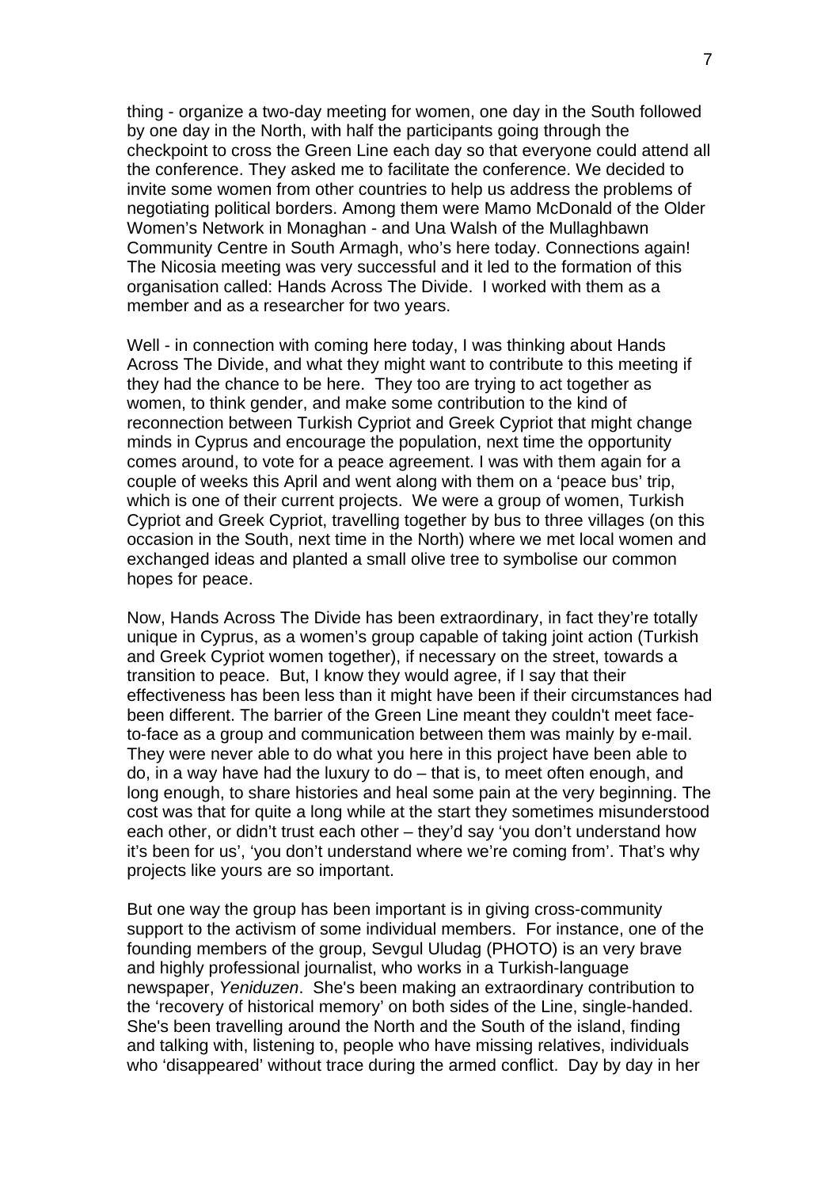thing - organize a two-day meeting for women, one day in the South followed by one day in the North, with half the participants going through the checkpoint to cross the Green Line each day so that everyone could attend all the conference. They asked me to facilitate the conference. We decided to invite some women from other countries to help us address the problems of negotiating political borders. Among them were Mamo McDonald of the Older Women's Network in Monaghan - and Una Walsh of the Mullaghbawn Community Centre in South Armagh, who's here today. Connections again! The Nicosia meeting was very successful and it led to the formation of this organisation called: Hands Across The Divide. I worked with them as a member and as a researcher for two years.

Well - in connection with coming here today, I was thinking about Hands Across The Divide, and what they might want to contribute to this meeting if they had the chance to be here. They too are trying to act together as women, to think gender, and make some contribution to the kind of reconnection between Turkish Cypriot and Greek Cypriot that might change minds in Cyprus and encourage the population, next time the opportunity comes around, to vote for a peace agreement. I was with them again for a couple of weeks this April and went along with them on a 'peace bus' trip, which is one of their current projects. We were a group of women, Turkish Cypriot and Greek Cypriot, travelling together by bus to three villages (on this occasion in the South, next time in the North) where we met local women and exchanged ideas and planted a small olive tree to symbolise our common hopes for peace.

Now, Hands Across The Divide has been extraordinary, in fact they're totally unique in Cyprus, as a women's group capable of taking joint action (Turkish and Greek Cypriot women together), if necessary on the street, towards a transition to peace. But, I know they would agree, if I say that their effectiveness has been less than it might have been if their circumstances had been different. The barrier of the Green Line meant they couldn't meet face-to-face as a group and communication between them was mainly by e-mail. They were never able to do what you here in this project have been able to do, in a way have had the luxury to do – that is, to meet often enough, and long enough, to share histories and heal some pain at the very beginning. The cost was that for quite a long while at the start they sometimes misunderstood each other, or didn't trust each other – they'd say 'you don't understand how it's been for us', 'you don't understand where we're coming from'. That's why projects like yours are so important.

But one way the group has been important is in giving cross-community support to the activism of some individual members. For instance, one of the founding members of the group, Sevgul Uludag (PHOTO) is an very brave and highly professional journalist, who works in a Turkish-language newspaper, *Yeniduzen*. She's been making an extraordinary contribution to the 'recovery of historical memory' on both sides of the Line, single-handed. She's been travelling around the North and the South of the island, finding and talking with, listening to, people who have missing relatives, individuals who 'disappeared' without trace during the armed conflict. Day by day in her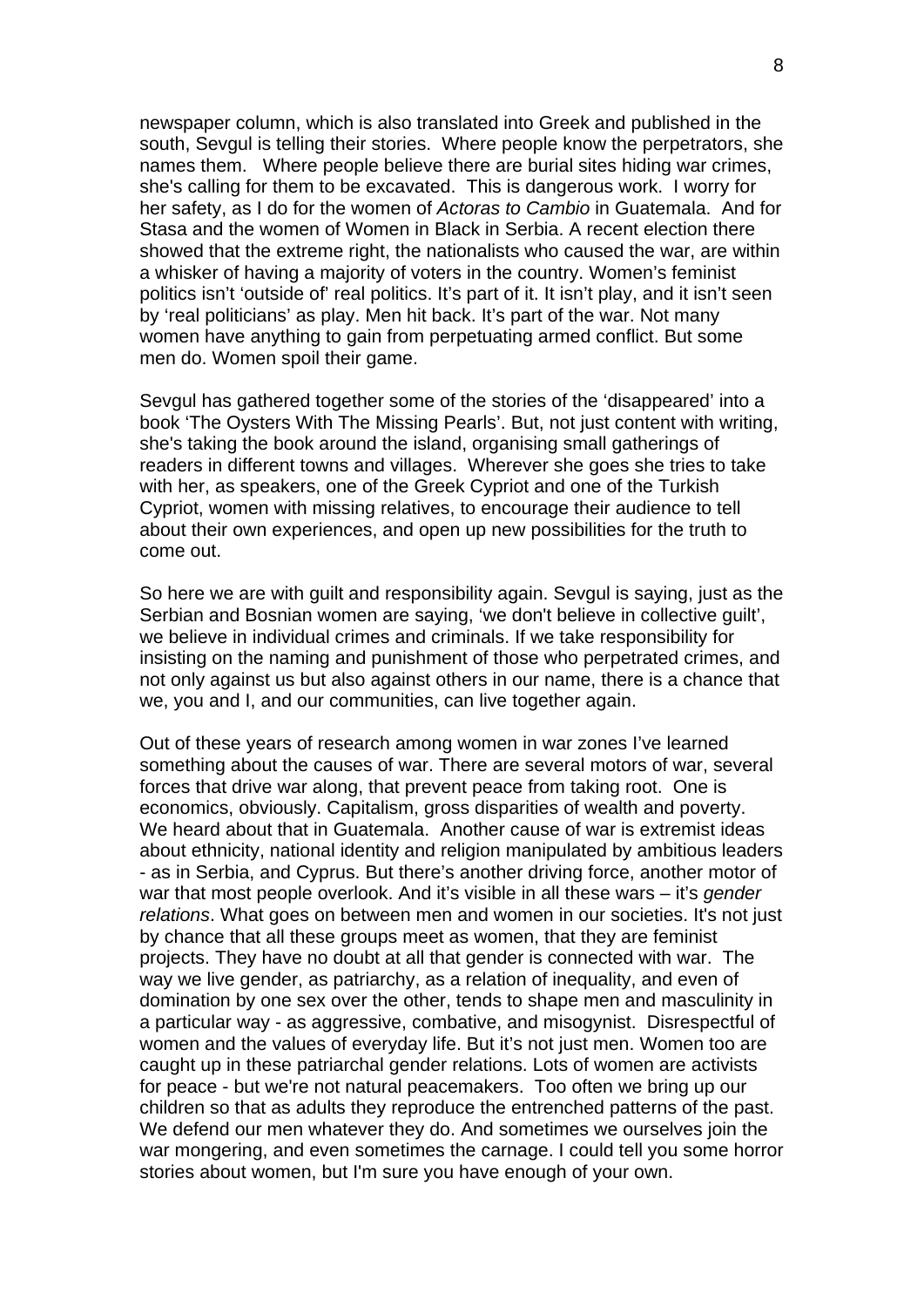newspaper column, which is also translated into Greek and published in the south, Sevgul is telling their stories. Where people know the perpetrators, she names them. Where people believe there are burial sites hiding war crimes, she's calling for them to be excavated. This is dangerous work. I worry for her safety, as I do for the women of *Actoras to Cambio* in Guatemala. And for Stasa and the women of Women in Black in Serbia. A recent election there showed that the extreme right, the nationalists who caused the war, are within a whisker of having a majority of voters in the country. Women's feminist politics isn't 'outside of' real politics. It's part of it. It isn't play, and it isn't seen by 'real politicians' as play. Men hit back. It's part of the war. Not many women have anything to gain from perpetuating armed conflict. But some men do. Women spoil their game.

Sevgul has gathered together some of the stories of the 'disappeared' into a book 'The Oysters With The Missing Pearls'. But, not just content with writing, she's taking the book around the island, organising small gatherings of readers in different towns and villages. Wherever she goes she tries to take with her, as speakers, one of the Greek Cypriot and one of the Turkish Cypriot, women with missing relatives, to encourage their audience to tell about their own experiences, and open up new possibilities for the truth to come out.

So here we are with guilt and responsibility again. Sevgul is saying, just as the Serbian and Bosnian women are saying, 'we don't believe in collective guilt', we believe in individual crimes and criminals. If we take responsibility for insisting on the naming and punishment of those who perpetrated crimes, and not only against us but also against others in our name, there is a chance that we, you and I, and our communities, can live together again.

Out of these years of research among women in war zones I've learned something about the causes of war. There are several motors of war, several forces that drive war along, that prevent peace from taking root. One is economics, obviously. Capitalism, gross disparities of wealth and poverty. We heard about that in Guatemala. Another cause of war is extremist ideas about ethnicity, national identity and religion manipulated by ambitious leaders - as in Serbia, and Cyprus. But there's another driving force, another motor of war that most people overlook. And it's visible in all these wars – it's *gender relations*. What goes on between men and women in our societies. It's not just by chance that all these groups meet as women, that they are feminist projects. They have no doubt at all that gender is connected with war. The way we live gender, as patriarchy, as a relation of inequality, and even of domination by one sex over the other, tends to shape men and masculinity in a particular way - as aggressive, combative, and misogynist. Disrespectful of women and the values of everyday life. But it's not just men. Women too are caught up in these patriarchal gender relations. Lots of women are activists for peace - but we're not natural peacemakers. Too often we bring up our children so that as adults they reproduce the entrenched patterns of the past. We defend our men whatever they do. And sometimes we ourselves join the war mongering, and even sometimes the carnage. I could tell you some horror stories about women, but I'm sure you have enough of your own.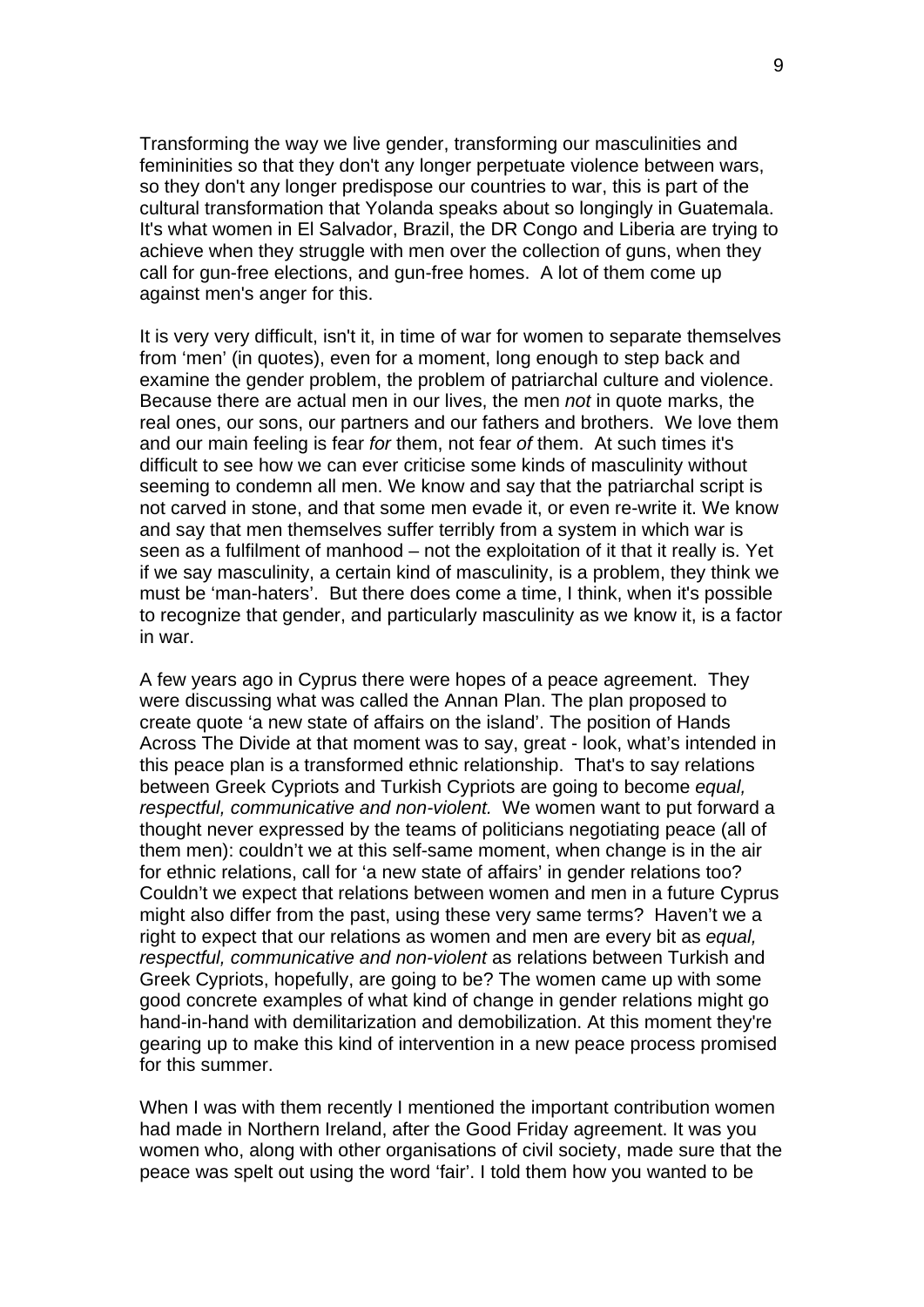Transforming the way we live gender, transforming our masculinities and femininities so that they don't any longer perpetuate violence between wars, so they don't any longer predispose our countries to war, this is part of the cultural transformation that Yolanda speaks about so longingly in Guatemala. It's what women in El Salvador, Brazil, the DR Congo and Liberia are trying to achieve when they struggle with men over the collection of guns, when they call for gun-free elections, and gun-free homes. A lot of them come up against men's anger for this.

It is very very difficult, isn't it, in time of war for women to separate themselves from 'men' (in quotes), even for a moment, long enough to step back and examine the gender problem, the problem of patriarchal culture and violence. Because there are actual men in our lives, the men *not* in quote marks, the real ones, our sons, our partners and our fathers and brothers. We love them and our main feeling is fear *for* them, not fear *of* them. At such times it's difficult to see how we can ever criticise some kinds of masculinity without seeming to condemn all men. We know and say that the patriarchal script is not carved in stone, and that some men evade it, or even re-write it. We know and say that men themselves suffer terribly from a system in which war is seen as a fulfilment of manhood – not the exploitation of it that it really is. Yet if we say masculinity, a certain kind of masculinity, is a problem, they think we must be 'man-haters'. But there does come a time, I think, when it's possible to recognize that gender, and particularly masculinity as we know it, is a factor in war.

A few years ago in Cyprus there were hopes of a peace agreement. They were discussing what was called the Annan Plan. The plan proposed to create quote 'a new state of affairs on the island'. The position of Hands Across The Divide at that moment was to say, great - look, what's intended in this peace plan is a transformed ethnic relationship. That's to say relations between Greek Cypriots and Turkish Cypriots are going to become *equal, respectful, communicative and non-violent.* We women want to put forward a thought never expressed by the teams of politicians negotiating peace (all of them men): couldn't we at this self-same moment, when change is in the air for ethnic relations, call for 'a new state of affairs' in gender relations too? Couldn't we expect that relations between women and men in a future Cyprus might also differ from the past, using these very same terms? Haven't we a right to expect that our relations as women and men are every bit as *equal, respectful, communicative and non-violent* as relations between Turkish and Greek Cypriots, hopefully, are going to be? The women came up with some good concrete examples of what kind of change in gender relations might go hand-in-hand with demilitarization and demobilization. At this moment they're gearing up to make this kind of intervention in a new peace process promised for this summer.

When I was with them recently I mentioned the important contribution women had made in Northern Ireland, after the Good Friday agreement. It was you women who, along with other organisations of civil society, made sure that the peace was spelt out using the word 'fair'. I told them how you wanted to be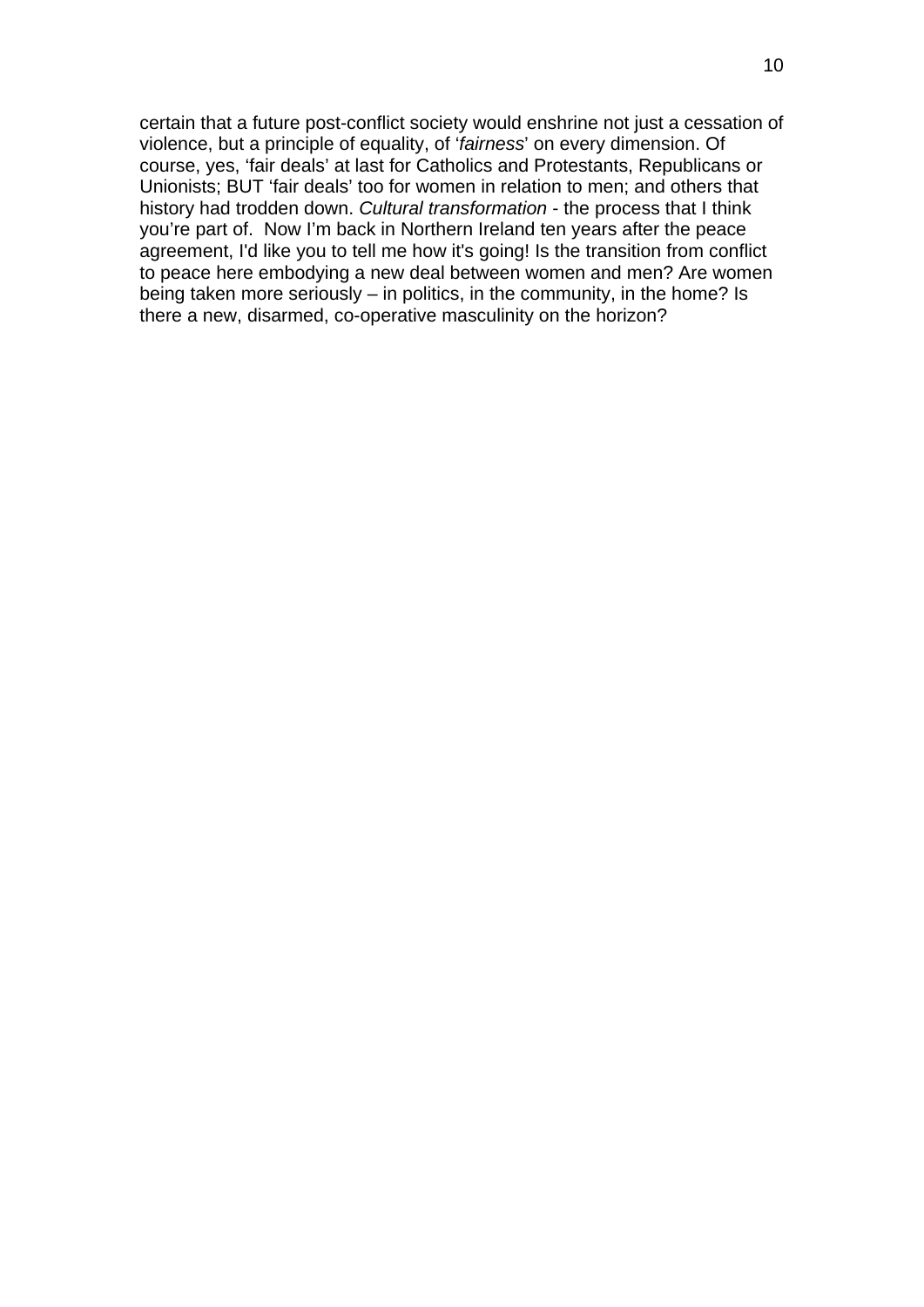certain that a future post-conflict society would enshrine not just a cessation of violence, but a principle of equality, of '*fairness*' on every dimension. Of course, yes, 'fair deals' at last for Catholics and Protestants, Republicans or Unionists; BUT 'fair deals' too for women in relation to men; and others that history had trodden down. *Cultural transformation* - the process that I think you're part of. Now I'm back in Northern Ireland ten years after the peace agreement, I'd like you to tell me how it's going! Is the transition from conflict to peace here embodying a new deal between women and men? Are women being taken more seriously – in politics, in the community, in the home? Is there a new, disarmed, co-operative masculinity on the horizon?